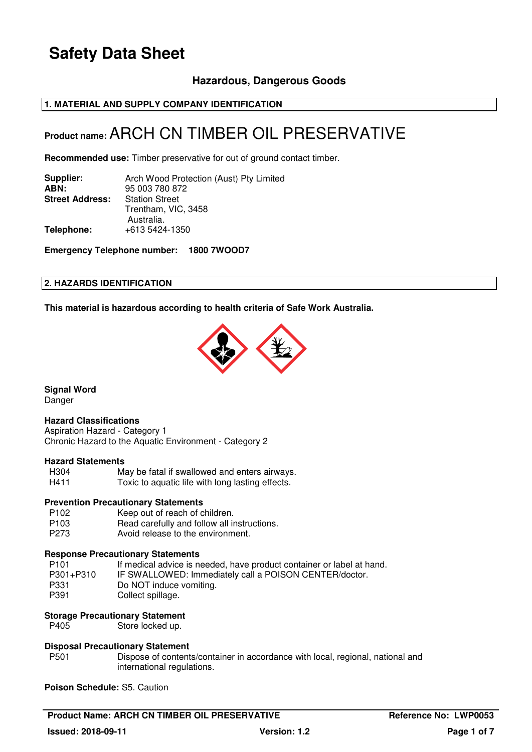# Safety Data Sheet

### Hazardous, Dangerous Goods

## 1. MATERIAL AND SUPPLY COMPANY IDENTIFICATION

**Product name:** ARCH CN TIMBER OIL PRESERVATIVE

**Recommended use:** Timber preservative for out of ground contact timber.

| | |
|---|---|
| **Supplier:** | Arch Wood Protection (Aust) Pty Limited |
| **ABN:** | 95 003 780 872 |
| **Street Address:** | Station Street<br>Trentham, VIC, 3458<br>Australia. |
| **Telephone:** | +613 5424-1350 |

**Emergency Telephone number: 1800 7WOOD7**

## 2. HAZARDS IDENTIFICATION

**This material is hazardous according to health criteria of Safe Work Australia.**

**Signal Word**
Danger

**Hazard Classifications**
Aspiration Hazard - Category 1
Chronic Hazard to the Aquatic Environment - Category 2

**Hazard Statements**

| | |
|---|---|
| H304 | May be fatal if swallowed and enters airways. |
| H411 | Toxic to aquatic life with long lasting effects. |

**Prevention Precautionary Statements**

| | |
|---|---|
| P102 | Keep out of reach of children. |
| P103 | Read carefully and follow all instructions. |
| P273 | Avoid release to the environment. |

**Response Precautionary Statements**

| | |
|---|---|
| P101 | If medical advice is needed, have product container or label at hand. |
| P301+P310 | IF SWALLOWED: Immediately call a POISON CENTER/doctor. |
| P331 | Do NOT induce vomiting. |
| P391 | Collect spillage. |

**Storage Precautionary Statement**

| | |
|---|---|
| P405 | Store locked up. |

**Disposal Precautionary Statement**

| | |
|---|---|
| P501 | Dispose of contents/container in accordance with local, regional, national and international regulations. |

**Poison Schedule:** S5. Caution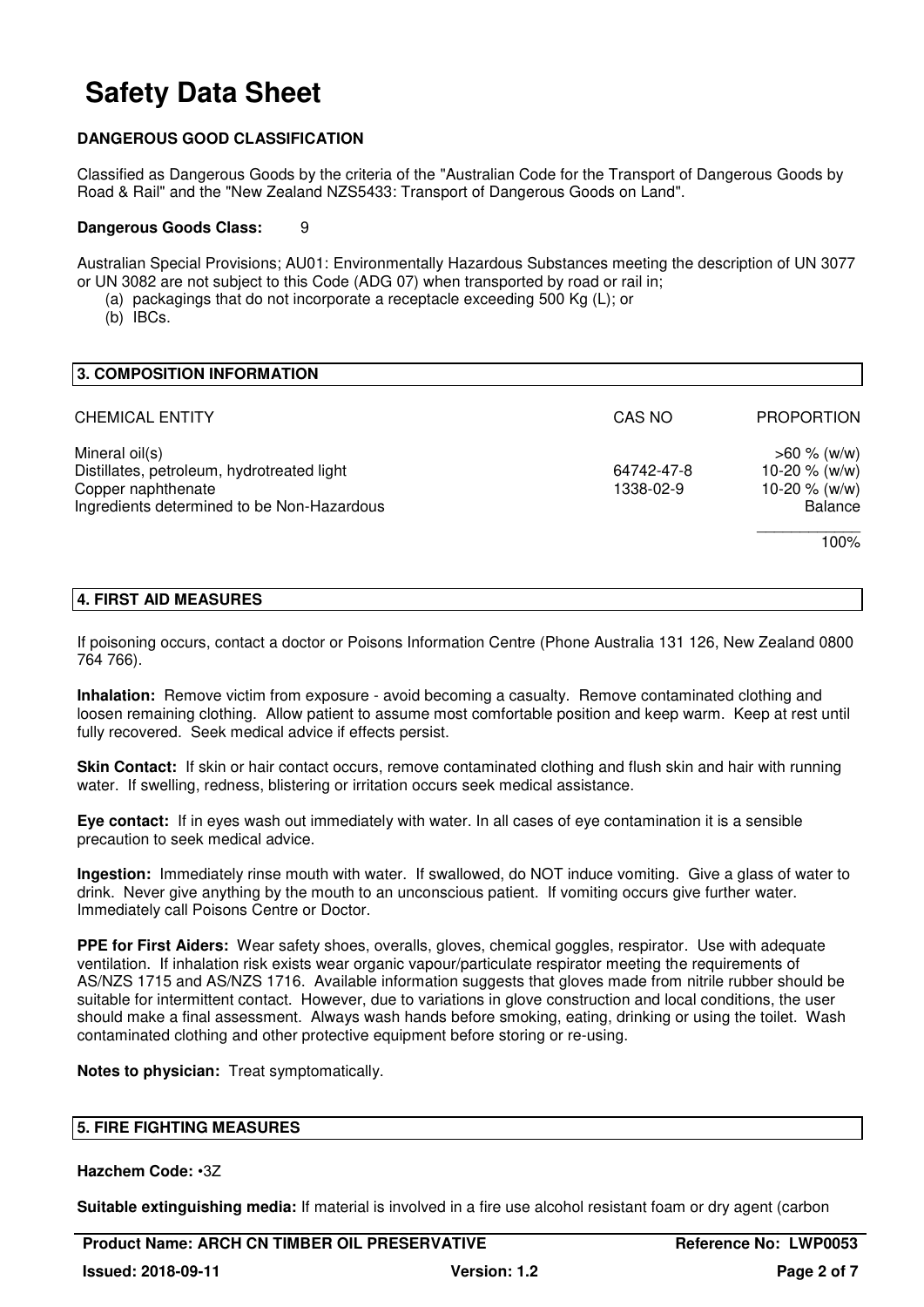# Safety Data Sheet

**DANGEROUS GOOD CLASSIFICATION**

Classified as Dangerous Goods by the criteria of the "Australian Code for the Transport of Dangerous Goods by Road & Rail" and the "New Zealand NZS5433: Transport of Dangerous Goods on Land".

**Dangerous Goods Class:** 9

Australian Special Provisions; AU01: Environmentally Hazardous Substances meeting the description of UN 3077 or UN 3082 are not subject to this Code (ADG 07) when transported by road or rail in;

(a) packagings that do not incorporate a receptacle exceeding 500 Kg (L); or
(b) IBCs.

## 3. COMPOSITION INFORMATION

| CHEMICAL ENTITY | CAS NO | PROPORTION |
|---|---|---|
| Mineral oil(s) | | >60 % (w/w) |
| Distillates, petroleum, hydrotreated light | 64742-47-8 | 10-20 % (w/w) |
| Copper naphthenate | 1338-02-9 | 10-20 % (w/w) |
| Ingredients determined to be Non-Hazardous | | Balance |
| | | 100% |

## 4. FIRST AID MEASURES

If poisoning occurs, contact a doctor or Poisons Information Centre (Phone Australia 131 126, New Zealand 0800 764 766).

**Inhalation:** Remove victim from exposure - avoid becoming a casualty. Remove contaminated clothing and loosen remaining clothing. Allow patient to assume most comfortable position and keep warm. Keep at rest until fully recovered. Seek medical advice if effects persist.

**Skin Contact:** If skin or hair contact occurs, remove contaminated clothing and flush skin and hair with running water. If swelling, redness, blistering or irritation occurs seek medical assistance.

**Eye contact:** If in eyes wash out immediately with water. In all cases of eye contamination it is a sensible precaution to seek medical advice.

**Ingestion:** Immediately rinse mouth with water. If swallowed, do NOT induce vomiting. Give a glass of water to drink. Never give anything by the mouth to an unconscious patient. If vomiting occurs give further water. Immediately call Poisons Centre or Doctor.

**PPE for First Aiders:** Wear safety shoes, overalls, gloves, chemical goggles, respirator. Use with adequate ventilation. If inhalation risk exists wear organic vapour/particulate respirator meeting the requirements of AS/NZS 1715 and AS/NZS 1716. Available information suggests that gloves made from nitrile rubber should be suitable for intermittent contact. However, due to variations in glove construction and local conditions, the user should make a final assessment. Always wash hands before smoking, eating, drinking or using the toilet. Wash contaminated clothing and other protective equipment before storing or re-using.

**Notes to physician:** Treat symptomatically.

## 5. FIRE FIGHTING MEASURES

**Hazchem Code:** •3Z

**Suitable extinguishing media:** If material is involved in a fire use alcohol resistant foam or dry agent (carbon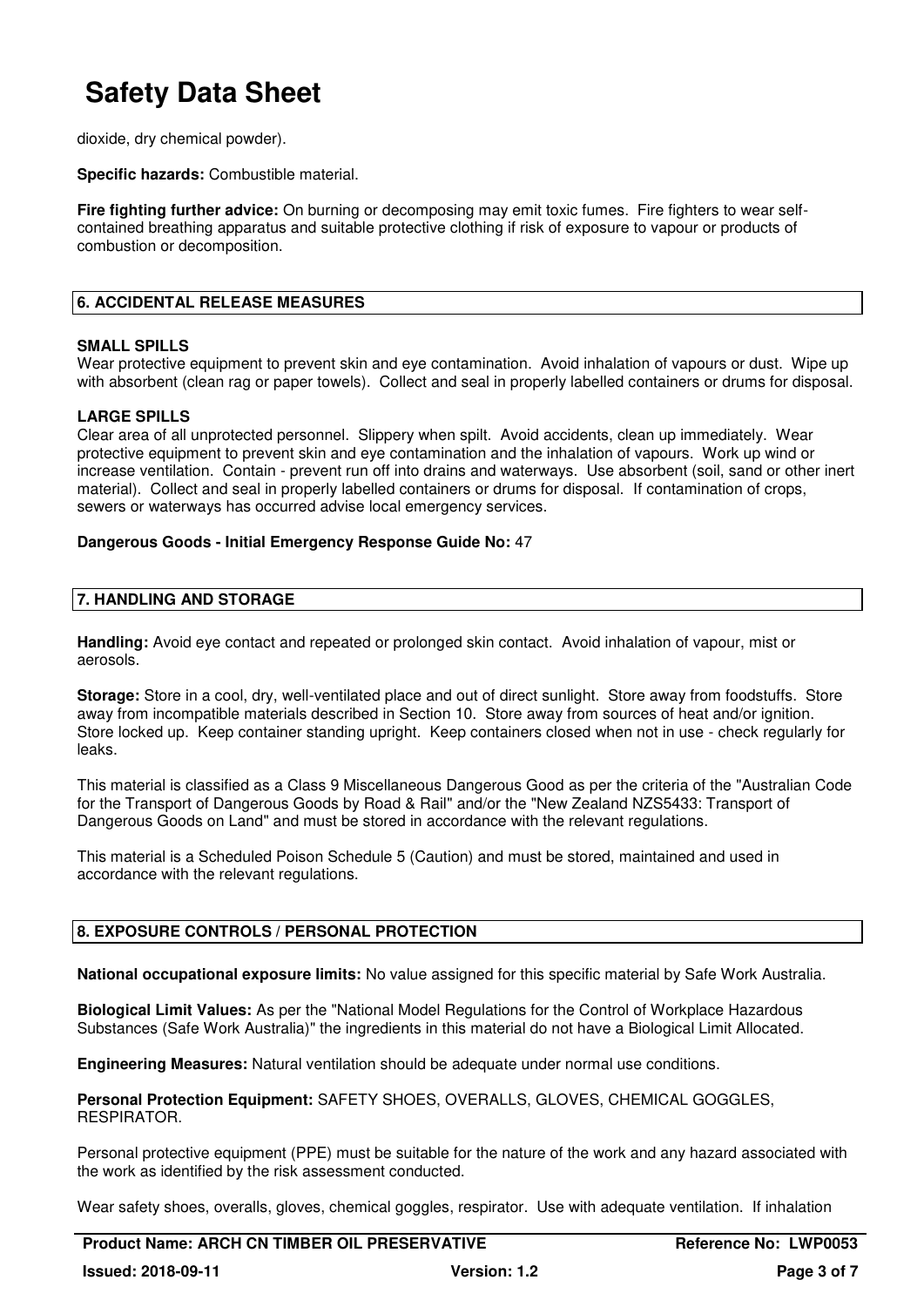dioxide, dry chemical powder).

**Specific hazards:** Combustible material.

**Fire fighting further advice:** On burning or decomposing may emit toxic fumes. Fire fighters to wear self-contained breathing apparatus and suitable protective clothing if risk of exposure to vapour or products of combustion or decomposition.

## 6. ACCIDENTAL RELEASE MEASURES

**SMALL SPILLS**
Wear protective equipment to prevent skin and eye contamination. Avoid inhalation of vapours or dust. Wipe up with absorbent (clean rag or paper towels). Collect and seal in properly labelled containers or drums for disposal.

**LARGE SPILLS**
Clear area of all unprotected personnel. Slippery when spilt. Avoid accidents, clean up immediately. Wear protective equipment to prevent skin and eye contamination and the inhalation of vapours. Work up wind or increase ventilation. Contain - prevent run off into drains and waterways. Use absorbent (soil, sand or other inert material). Collect and seal in properly labelled containers or drums for disposal. If contamination of crops, sewers or waterways has occurred advise local emergency services.

**Dangerous Goods - Initial Emergency Response Guide No:** 47

## 7. HANDLING AND STORAGE

**Handling:** Avoid eye contact and repeated or prolonged skin contact. Avoid inhalation of vapour, mist or aerosols.

**Storage:** Store in a cool, dry, well-ventilated place and out of direct sunlight. Store away from foodstuffs. Store away from incompatible materials described in Section 10. Store away from sources of heat and/or ignition. Store locked up. Keep container standing upright. Keep containers closed when not in use - check regularly for leaks.

This material is classified as a Class 9 Miscellaneous Dangerous Good as per the criteria of the "Australian Code for the Transport of Dangerous Goods by Road & Rail" and/or the "New Zealand NZS5433: Transport of Dangerous Goods on Land" and must be stored in accordance with the relevant regulations.

This material is a Scheduled Poison Schedule 5 (Caution) and must be stored, maintained and used in accordance with the relevant regulations.

## 8. EXPOSURE CONTROLS / PERSONAL PROTECTION

**National occupational exposure limits:** No value assigned for this specific material by Safe Work Australia.

**Biological Limit Values:** As per the "National Model Regulations for the Control of Workplace Hazardous Substances (Safe Work Australia)" the ingredients in this material do not have a Biological Limit Allocated.

**Engineering Measures:** Natural ventilation should be adequate under normal use conditions.

**Personal Protection Equipment:** SAFETY SHOES, OVERALLS, GLOVES, CHEMICAL GOGGLES, RESPIRATOR.

Personal protective equipment (PPE) must be suitable for the nature of the work and any hazard associated with the work as identified by the risk assessment conducted.

Wear safety shoes, overalls, gloves, chemical goggles, respirator. Use with adequate ventilation. If inhalation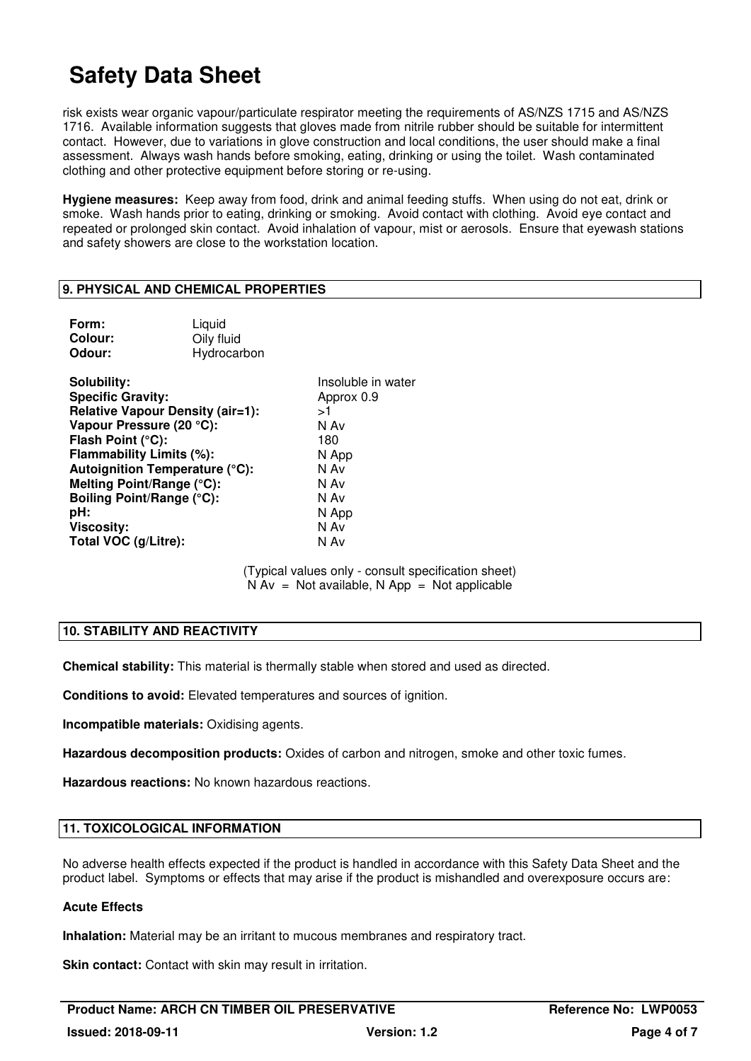risk exists wear organic vapour/particulate respirator meeting the requirements of AS/NZS 1715 and AS/NZS 1716. Available information suggests that gloves made from nitrile rubber should be suitable for intermittent contact. However, due to variations in glove construction and local conditions, the user should make a final assessment. Always wash hands before smoking, eating, drinking or using the toilet. Wash contaminated clothing and other protective equipment before storing or re-using.

**Hygiene measures:** Keep away from food, drink and animal feeding stuffs. When using do not eat, drink or smoke. Wash hands prior to eating, drinking or smoking. Avoid contact with clothing. Avoid eye contact and repeated or prolonged skin contact. Avoid inhalation of vapour, mist or aerosols. Ensure that eyewash stations and safety showers are close to the workstation location.

## 9. PHYSICAL AND CHEMICAL PROPERTIES

| | |
|---|---|
| **Form:** | Liquid |
| **Colour:** | Oily fluid |
| **Odour:** | Hydrocarbon |

| | |
|---|---|
| **Solubility:** | Insoluble in water |
| **Specific Gravity:** | Approx 0.9 |
| **Relative Vapour Density (air=1):** | >1 |
| **Vapour Pressure (20 °C):** | N Av |
| **Flash Point (°C):** | 180 |
| **Flammability Limits (%):** | N App |
| **Autoignition Temperature (°C):** | N Av |
| **Melting Point/Range (°C):** | N Av |
| **Boiling Point/Range (°C):** | N Av |
| **pH:** | N App |
| **Viscosity:** | N Av |
| **Total VOC (g/Litre):** | N Av |

(Typical values only - consult specification sheet)
N Av = Not available, N App = Not applicable

## 10. STABILITY AND REACTIVITY

**Chemical stability:** This material is thermally stable when stored and used as directed.

**Conditions to avoid:** Elevated temperatures and sources of ignition.

**Incompatible materials:** Oxidising agents.

**Hazardous decomposition products:** Oxides of carbon and nitrogen, smoke and other toxic fumes.

**Hazardous reactions:** No known hazardous reactions.

## 11. TOXICOLOGICAL INFORMATION

No adverse health effects expected if the product is handled in accordance with this Safety Data Sheet and the product label. Symptoms or effects that may arise if the product is mishandled and overexposure occurs are:

**Acute Effects**

**Inhalation:** Material may be an irritant to mucous membranes and respiratory tract.

**Skin contact:** Contact with skin may result in irritation.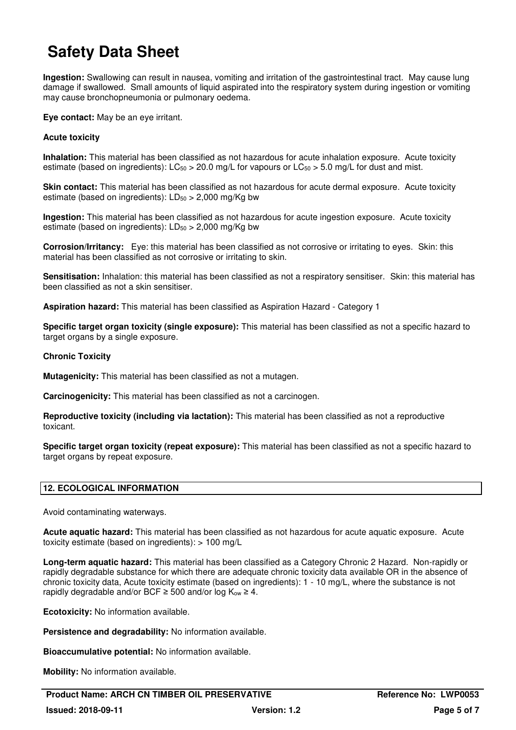# Safety Data Sheet

**Ingestion:** Swallowing can result in nausea, vomiting and irritation of the gastrointestinal tract. May cause lung damage if swallowed. Small amounts of liquid aspirated into the respiratory system during ingestion or vomiting may cause bronchopneumonia or pulmonary oedema.

**Eye contact:** May be an eye irritant.

**Acute toxicity**

**Inhalation:** This material has been classified as not hazardous for acute inhalation exposure. Acute toxicity estimate (based on ingredients): $LC_{50}$ > 20.0 mg/L for vapours or $LC_{50}$ > 5.0 mg/L for dust and mist.

**Skin contact:** This material has been classified as not hazardous for acute dermal exposure. Acute toxicity estimate (based on ingredients): $LD_{50}$ > 2,000 mg/Kg bw

**Ingestion:** This material has been classified as not hazardous for acute ingestion exposure. Acute toxicity estimate (based on ingredients): $LD_{50}$ > 2,000 mg/Kg bw

**Corrosion/Irritancy:** Eye: this material has been classified as not corrosive or irritating to eyes. Skin: this material has been classified as not corrosive or irritating to skin.

**Sensitisation:** Inhalation: this material has been classified as not a respiratory sensitiser. Skin: this material has been classified as not a skin sensitiser.

**Aspiration hazard:** This material has been classified as Aspiration Hazard - Category 1

**Specific target organ toxicity (single exposure):** This material has been classified as not a specific hazard to target organs by a single exposure.

**Chronic Toxicity**

**Mutagenicity:** This material has been classified as not a mutagen.

**Carcinogenicity:** This material has been classified as not a carcinogen.

**Reproductive toxicity (including via lactation):** This material has been classified as not a reproductive toxicant.

**Specific target organ toxicity (repeat exposure):** This material has been classified as not a specific hazard to target organs by repeat exposure.

## 12. ECOLOGICAL INFORMATION

Avoid contaminating waterways.

**Acute aquatic hazard:** This material has been classified as not hazardous for acute aquatic exposure. Acute toxicity estimate (based on ingredients): > 100 mg/L

**Long-term aquatic hazard:** This material has been classified as a Category Chronic 2 Hazard. Non-rapidly or rapidly degradable substance for which there are adequate chronic toxicity data available OR in the absence of chronic toxicity data, Acute toxicity estimate (based on ingredients): 1 - 10 mg/L, where the substance is not rapidly degradable and/or BCF ≥ 500 and/or log $K_{ow}$ ≥ 4.

**Ecotoxicity:** No information available.

**Persistence and degradability:** No information available.

**Bioaccumulative potential:** No information available.

**Mobility:** No information available.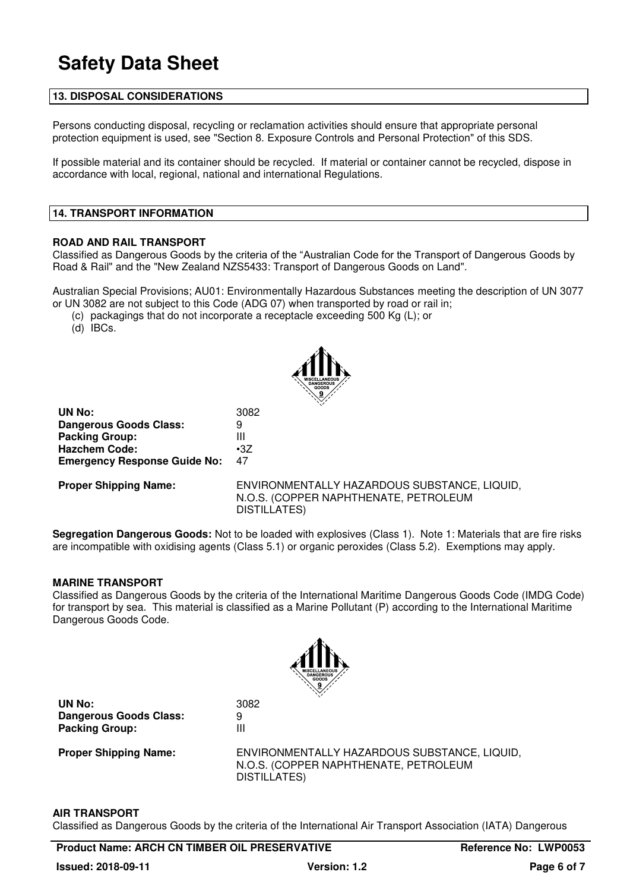# Safety Data Sheet

## 13. DISPOSAL CONSIDERATIONS

Persons conducting disposal, recycling or reclamation activities should ensure that appropriate personal protection equipment is used, see "Section 8. Exposure Controls and Personal Protection" of this SDS.

If possible material and its container should be recycled. If material or container cannot be recycled, dispose in accordance with local, regional, national and international Regulations.

## 14. TRANSPORT INFORMATION

### ROAD AND RAIL TRANSPORT

Classified as Dangerous Goods by the criteria of the “Australian Code for the Transport of Dangerous Goods by Road & Rail" and the "New Zealand NZS5433: Transport of Dangerous Goods on Land".

Australian Special Provisions; AU01: Environmentally Hazardous Substances meeting the description of UN 3077 or UN 3082 are not subject to this Code (ADG 07) when transported by road or rail in;

(c) packagings that do not incorporate a receptacle exceeding 500 Kg (L); or
(d) IBCs.

MISCELLANEOUS DANGEROUS GOODS 9

| | |
|---|---|
| **UN No:** | 3082 |
| **Dangerous Goods Class:** | 9 |
| **Packing Group:** | III |
| **Hazchem Code:** | •3Z |
| **Emergency Response Guide No:** | 47 |
| **Proper Shipping Name:** | ENVIRONMENTALLY HAZARDOUS SUBSTANCE, LIQUID, N.O.S. (COPPER NAPHTHENATE, PETROLEUM DISTILLATES) |

**Segregation Dangerous Goods:** Not to be loaded with explosives (Class 1). Note 1: Materials that are fire risks are incompatible with oxidising agents (Class 5.1) or organic peroxides (Class 5.2). Exemptions may apply.

### MARINE TRANSPORT

Classified as Dangerous Goods by the criteria of the International Maritime Dangerous Goods Code (IMDG Code) for transport by sea. This material is classified as a Marine Pollutant (P) according to the International Maritime Dangerous Goods Code.

MISCELLANEOUS DANGEROUS GOODS 9

| | |
|---|---|
| **UN No:** | 3082 |
| **Dangerous Goods Class:** | 9 |
| **Packing Group:** | III |
| **Proper Shipping Name:** | ENVIRONMENTALLY HAZARDOUS SUBSTANCE, LIQUID, N.O.S. (COPPER NAPHTHENATE, PETROLEUM DISTILLATES) |

### AIR TRANSPORT

Classified as Dangerous Goods by the criteria of the International Air Transport Association (IATA) Dangerous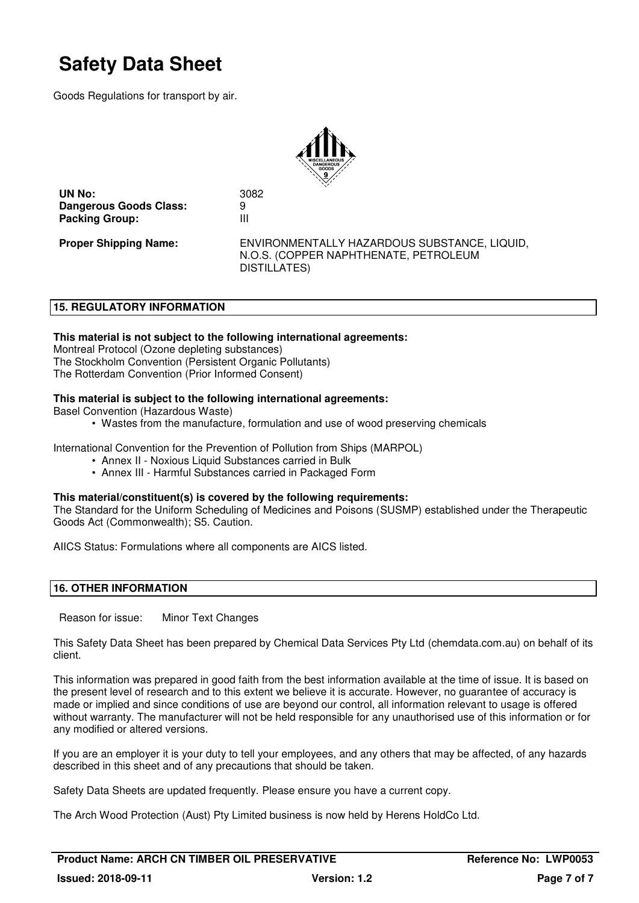Goods Regulations for transport by air.

**UN No:** 3082
**Dangerous Goods Class:** 9
**Packing Group:** III

**Proper Shipping Name:** ENVIRONMENTALLY HAZARDOUS SUBSTANCE, LIQUID, N.O.S. (COPPER NAPHTHENATE, PETROLEUM DISTILLATES)

## 15. REGULATORY INFORMATION

**This material is not subject to the following international agreements:**
Montreal Protocol (Ozone depleting substances)
The Stockholm Convention (Persistent Organic Pollutants)
The Rotterdam Convention (Prior Informed Consent)

**This material is subject to the following international agreements:**
Basel Convention (Hazardous Waste)
- Wastes from the manufacture, formulation and use of wood preserving chemicals

International Convention for the Prevention of Pollution from Ships (MARPOL)
- Annex II - Noxious Liquid Substances carried in Bulk
- Annex III - Harmful Substances carried in Packaged Form

**This material/constituent(s) is covered by the following requirements:**
The Standard for the Uniform Scheduling of Medicines and Poisons (SUSMP) established under the Therapeutic Goods Act (Commonwealth); S5. Caution.

AIICS Status: Formulations where all components are AIICS listed.

## 16. OTHER INFORMATION

Reason for issue: Minor Text Changes

This Safety Data Sheet has been prepared by Chemical Data Services Pty Ltd (chemdata.com.au) on behalf of its client.

This information was prepared in good faith from the best information available at the time of issue. It is based on the present level of research and to this extent we believe it is accurate. However, no guarantee of accuracy is made or implied and since conditions of use are beyond our control, all information relevant to usage is offered without warranty. The manufacturer will not be held responsible for any unauthorised use of this information or for any modified or altered versions.

If you are an employer it is your duty to tell your employees, and any others that may be affected, of any hazards described in this sheet and of any precautions that should be taken.

Safety Data Sheets are updated frequently. Please ensure you have a current copy.

The Arch Wood Protection (Aust) Pty Limited business is now held by Herens HoldCo Ltd.